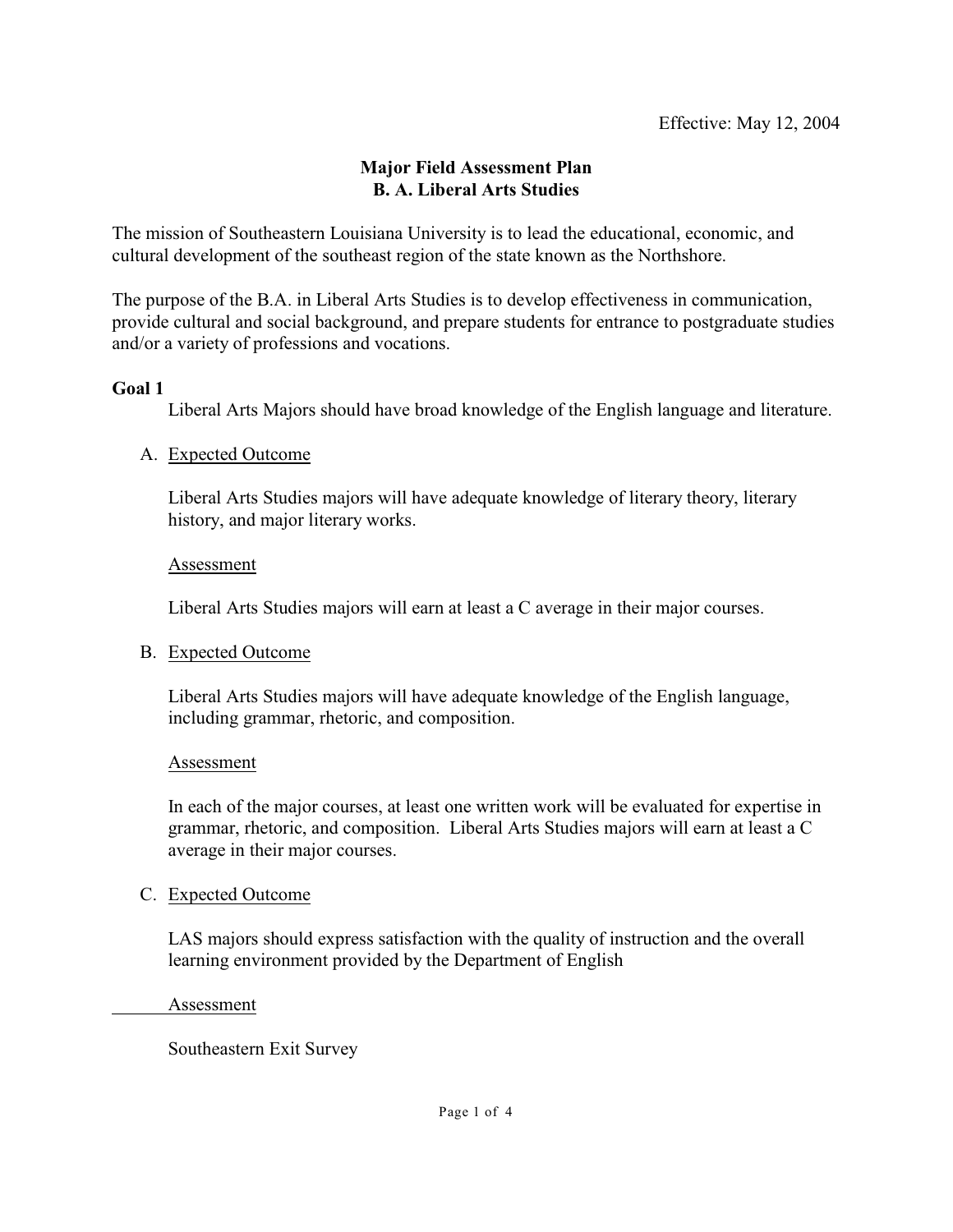Effective: May 12, 2004

# Major Field Assessment Plan
## B. A. Liberal Arts Studies

The mission of Southeastern Louisiana University is to lead the educational, economic, and cultural development of the southeast region of the state known as the Northshore.

The purpose of the B.A. in Liberal Arts Studies is to develop effectiveness in communication, provide cultural and social background, and prepare students for entrance to postgraduate studies and/or a variety of professions and vocations.

**Goal 1**

Liberal Arts Majors should have broad knowledge of the English language and literature.

A. Expected Outcome

Liberal Arts Studies majors will have adequate knowledge of literary theory, literary history, and major literary works.

Assessment

Liberal Arts Studies majors will earn at least a C average in their major courses.

B. Expected Outcome

Liberal Arts Studies majors will have adequate knowledge of the English language, including grammar, rhetoric, and composition.

Assessment

In each of the major courses, at least one written work will be evaluated for expertise in grammar, rhetoric, and composition. Liberal Arts Studies majors will earn at least a C average in their major courses.

C. Expected Outcome

LAS majors should express satisfaction with the quality of instruction and the overall learning environment provided by the Department of English

Assessment

Southeastern Exit Survey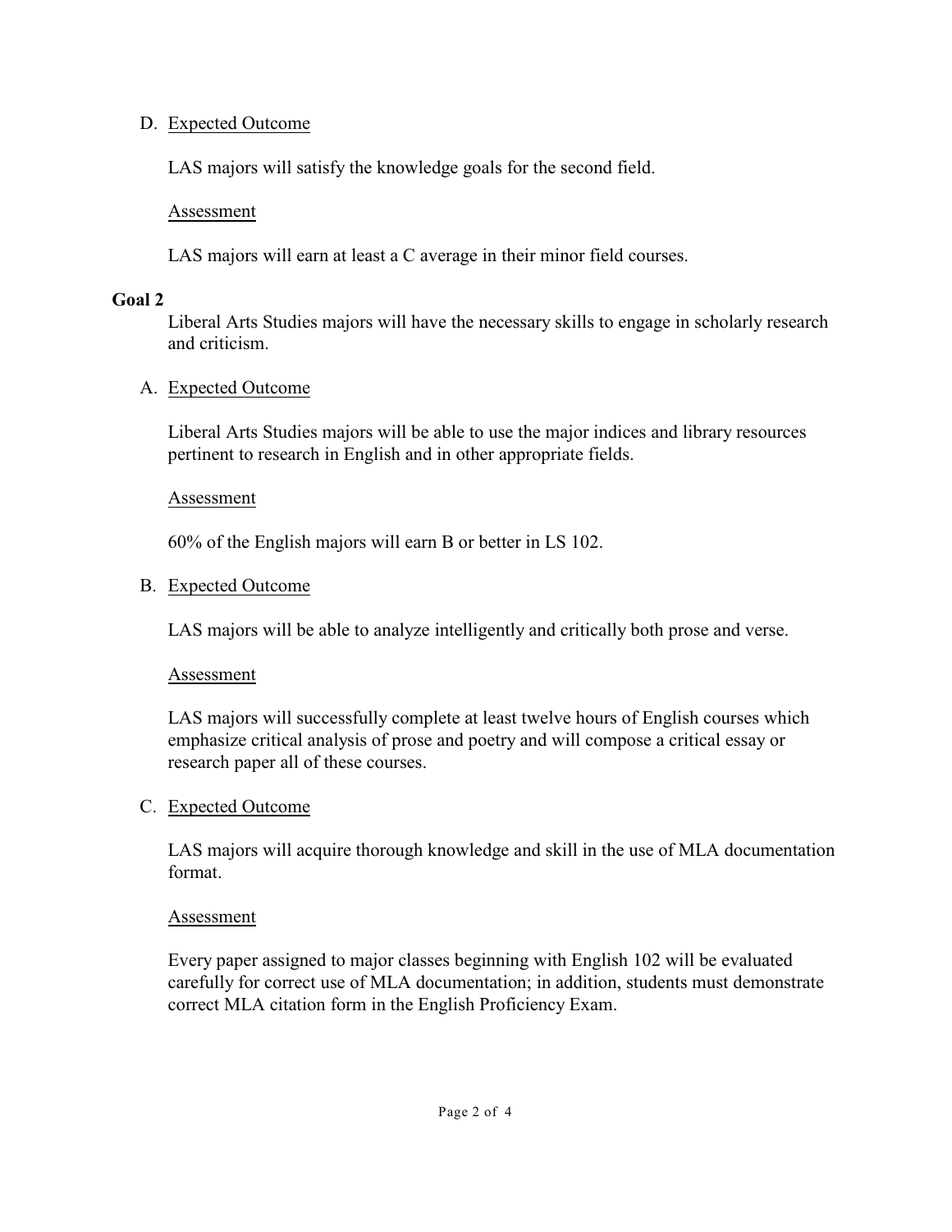D. Expected Outcome

LAS majors will satisfy the knowledge goals for the second field.

Assessment

LAS majors will earn at least a C average in their minor field courses.

**Goal 2**

Liberal Arts Studies majors will have the necessary skills to engage in scholarly research and criticism.

A. Expected Outcome

Liberal Arts Studies majors will be able to use the major indices and library resources pertinent to research in English and in other appropriate fields.

Assessment

60% of the English majors will earn B or better in LS 102.

B. Expected Outcome

LAS majors will be able to analyze intelligently and critically both prose and verse.

Assessment

LAS majors will successfully complete at least twelve hours of English courses which emphasize critical analysis of prose and poetry and will compose a critical essay or research paper all of these courses.

C. Expected Outcome

LAS majors will acquire thorough knowledge and skill in the use of MLA documentation format.

Assessment

Every paper assigned to major classes beginning with English 102 will be evaluated carefully for correct use of MLA documentation; in addition, students must demonstrate correct MLA citation form in the English Proficiency Exam.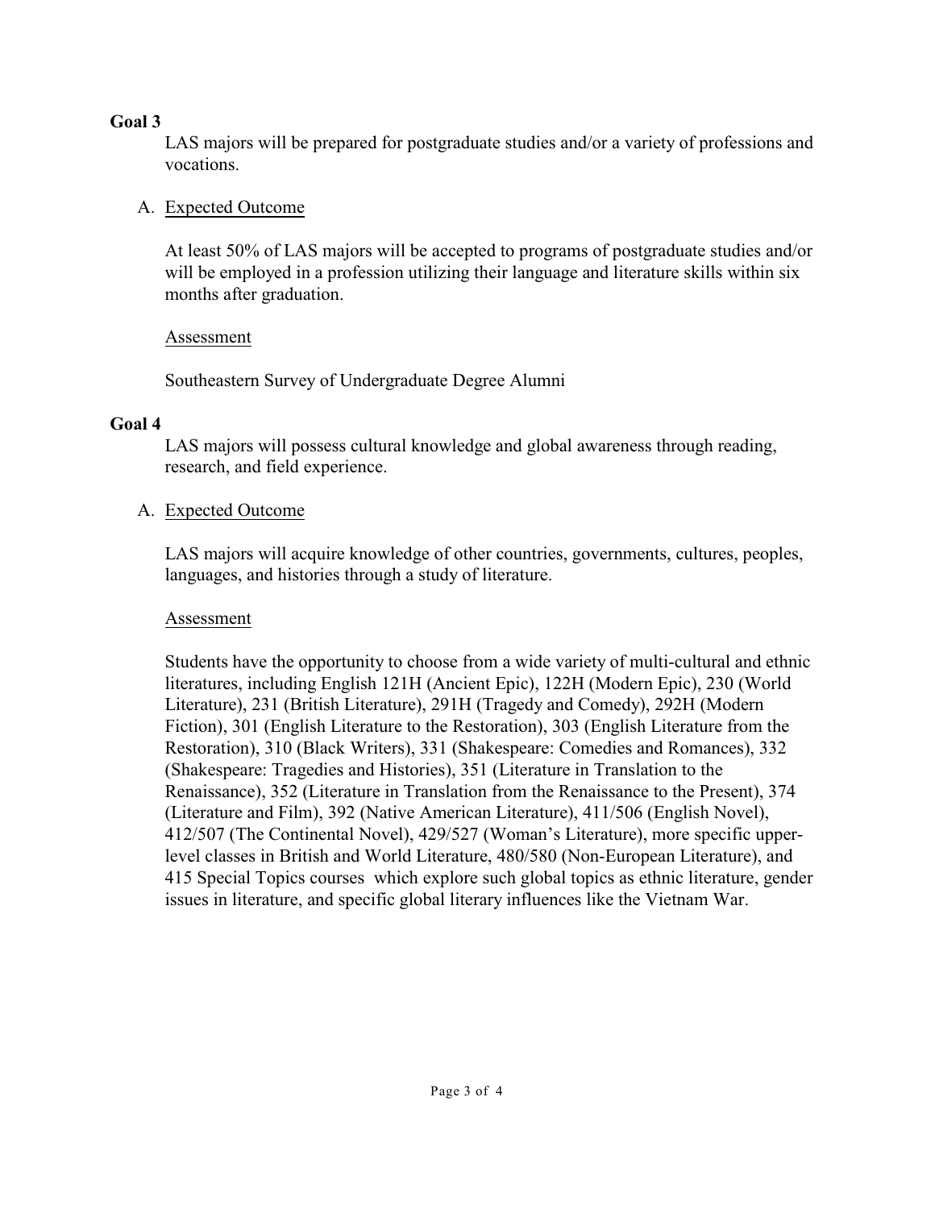**Goal 3**

LAS majors will be prepared for postgraduate studies and/or a variety of professions and vocations.

A. Expected Outcome

At least 50% of LAS majors will be accepted to programs of postgraduate studies and/or will be employed in a profession utilizing their language and literature skills within six months after graduation.

Assessment

Southeastern Survey of Undergraduate Degree Alumni

**Goal 4**

LAS majors will possess cultural knowledge and global awareness through reading, research, and field experience.

A. Expected Outcome

LAS majors will acquire knowledge of other countries, governments, cultures, peoples, languages, and histories through a study of literature.

Assessment

Students have the opportunity to choose from a wide variety of multi-cultural and ethnic literatures, including English 121H (Ancient Epic), 122H (Modern Epic), 230 (World Literature), 231 (British Literature), 291H (Tragedy and Comedy), 292H (Modern Fiction), 301 (English Literature to the Restoration), 303 (English Literature from the Restoration), 310 (Black Writers), 331 (Shakespeare: Comedies and Romances), 332 (Shakespeare: Tragedies and Histories), 351 (Literature in Translation to the Renaissance), 352 (Literature in Translation from the Renaissance to the Present), 374 (Literature and Film), 392 (Native American Literature), 411/506 (English Novel), 412/507 (The Continental Novel), 429/527 (Woman's Literature), more specific upper-level classes in British and World Literature, 480/580 (Non-European Literature), and 415 Special Topics courses which explore such global topics as ethnic literature, gender issues in literature, and specific global literary influences like the Vietnam War.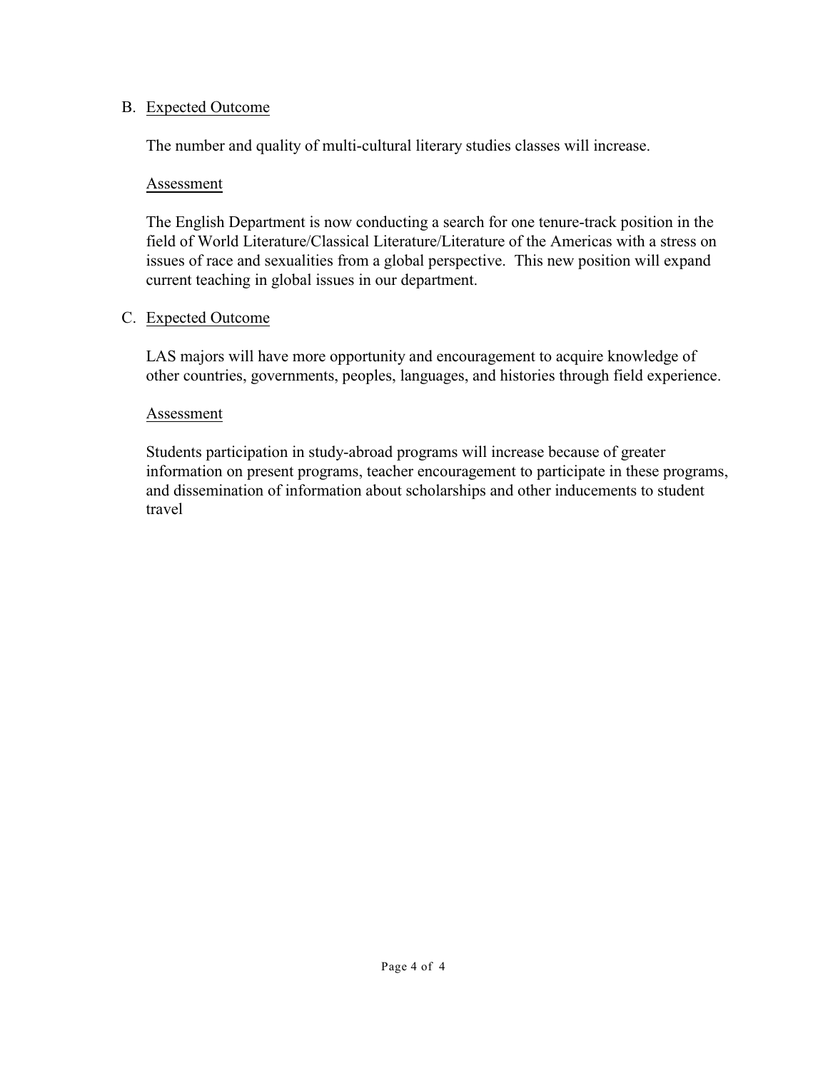B. Expected Outcome

The number and quality of multi-cultural literary studies classes will increase.

Assessment

The English Department is now conducting a search for one tenure-track position in the field of World Literature/Classical Literature/Literature of the Americas with a stress on issues of race and sexualities from a global perspective. This new position will expand current teaching in global issues in our department.

C. Expected Outcome

LAS majors will have more opportunity and encouragement to acquire knowledge of other countries, governments, peoples, languages, and histories through field experience.

Assessment

Students participation in study-abroad programs will increase because of greater information on present programs, teacher encouragement to participate in these programs, and dissemination of information about scholarships and other inducements to student travel